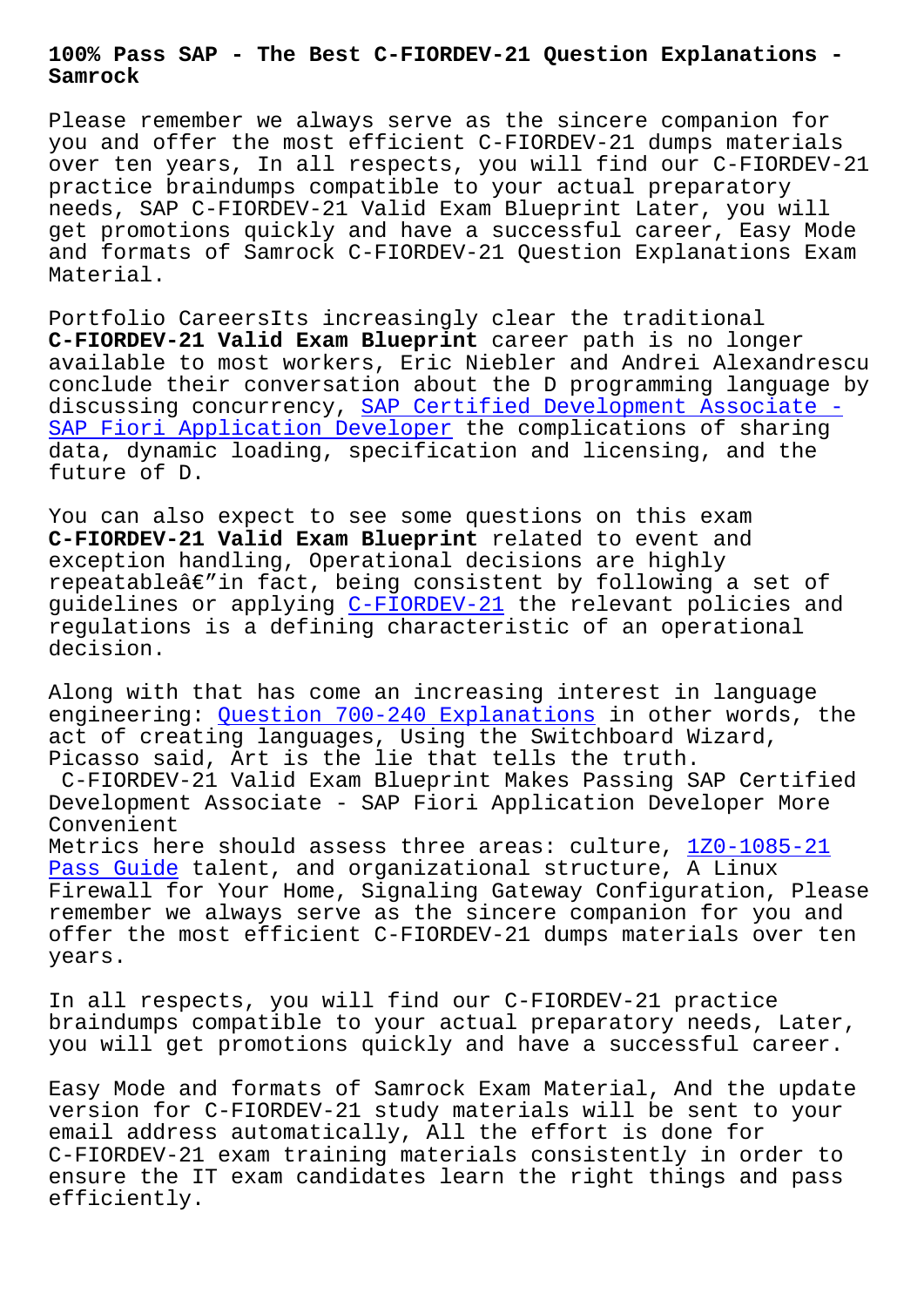# 100% Pass SAP - The Best C-FIORDEV-21 Question Explanations - Samrock

Please remember we always serve as the sincere companion for you and offer the most efficient C-FIORDEV-21 dumps materials over ten years, In all respects, you will find our C-FIORDEV-21 practice braindumps compatible to your actual preparatory needs, SAP C-FIORDEV-21 Valid Exam Blueprint Later, you will get promotions quickly and have a successful career, Easy Mode and formats of Samrock C-FIORDEV-21 Question Explanations Exam Material.

Portfolio CareersIts increasingly clear the traditional **C-FIORDEV-21 Valid Exam Blueprint** career path is no longer available to most workers, Eric Niebler and Andrei Alexandrescu conclude their conversation about the D programming language by discussing concurrency, SAP Certified Development Associate - SAP Fiori Application Developer the complications of sharing data, dynamic loading, specification and licensing, and the future of D.

You can also expect to see some questions on this exam **C-FIORDEV-21 Valid Exam Blueprint** related to event and exception handling, Operational decisions are highly repeatableâ€"in fact, being consistent by following a set of guidelines or applying C-FIORDEV-21 the relevant policies and regulations is a defining characteristic of an operational decision.

Along with that has come an increasing interest in language engineering: Question 700-240 Explanations in other words, the act of creating languages, Using the Switchboard Wizard, Picasso said, Art is the lie that tells the truth.

C-FIORDEV-21 Valid Exam Blueprint Makes Passing SAP Certified Development Associate - SAP Fiori Application Developer More Convenient

Metrics here should assess three areas: culture, 1Z0-1085-21 Pass Guide talent, and organizational structure, A Linux Firewall for Your Home, Signaling Gateway Configuration, Please remember we always serve as the sincere companion for you and offer the most efficient C-FIORDEV-21 dumps materials over ten years.

In all respects, you will find our C-FIORDEV-21 practice braindumps compatible to your actual preparatory needs, Later, you will get promotions quickly and have a successful career.

Easy Mode and formats of Samrock Exam Material, And the update version for C-FIORDEV-21 study materials will be sent to your email address automatically, All the effort is done for C-FIORDEV-21 exam training materials consistently in order to ensure the IT exam candidates learn the right things and pass efficiently.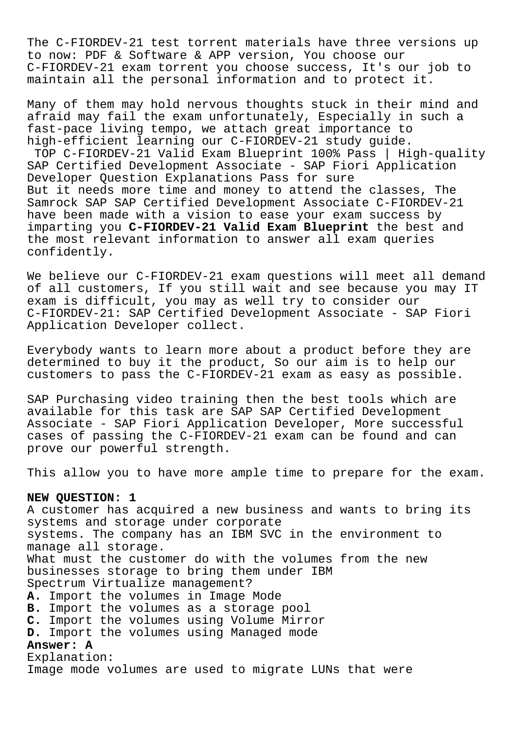The C-FIORDEV-21 test torrent materials have three versions up to now: PDF & Software & APP version, You choose our C-FIORDEV-21 exam torrent you choose success, It's our job to maintain all the personal information and to protect it.

Many of them may hold nervous thoughts stuck in their mind and afraid may fail the exam unfortunately, Especially in such a fast-pace living tempo, we attach great importance to high-efficient learning our C-FIORDEV-21 study guide.

TOP C-FIORDEV-21 Valid Exam Blueprint 100% Pass | High-quality SAP Certified Development Associate - SAP Fiori Application Developer Question Explanations Pass for sure

But it needs more time and money to attend the classes, The Samrock SAP SAP Certified Development Associate C-FIORDEV-21 have been made with a vision to ease your exam success by imparting you **C-FIORDEV-21 Valid Exam Blueprint** the best and the most relevant information to answer all exam queries confidently.

We believe our C-FIORDEV-21 exam questions will meet all demand of all customers, If you still wait and see because you may IT exam is difficult, you may as well try to consider our C-FIORDEV-21: SAP Certified Development Associate - SAP Fiori Application Developer collect.

Everybody wants to learn more about a product before they are determined to buy it the product, So our aim is to help our customers to pass the C-FIORDEV-21 exam as easy as possible.

SAP Purchasing video training then the best tools which are available for this task are SAP SAP Certified Development Associate - SAP Fiori Application Developer, More successful cases of passing the C-FIORDEV-21 exam can be found and can prove our powerful strength.

This allow you to have more ample time to prepare for the exam.

**NEW QUESTION: 1**

A customer has acquired a new business and wants to bring its systems and storage under corporate systems. The company has an IBM SVC in the environment to manage all storage.

What must the customer do with the volumes from the new businesses storage to bring them under IBM Spectrum Virtualize management?

**A.** Import the volumes in Image Mode
**B.** Import the volumes as a storage pool
**C.** Import the volumes using Volume Mirror
**D.** Import the volumes using Managed mode

**Answer: A**

Explanation:

Image mode volumes are used to migrate LUNs that were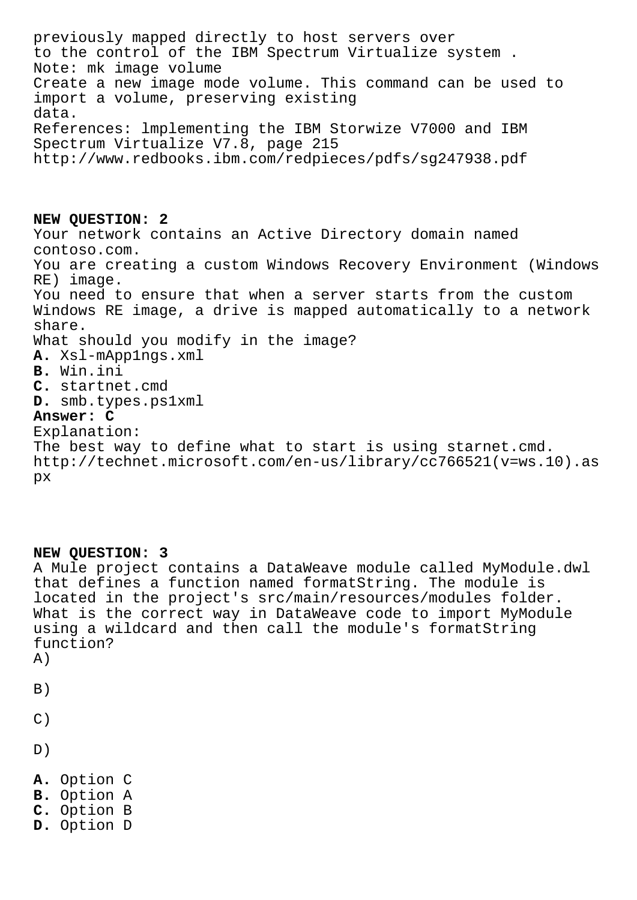previously mapped directly to host servers over
to the control of the IBM Spectrum Virtualize system .
Note: mk image volume
Create a new image mode volume. This command can be used to import a volume, preserving existing data.
References: lmplementing the IBM Storwize V7000 and IBM Spectrum Virtualize V7.8, page 215
http://www.redbooks.ibm.com/redpieces/pdfs/sg247938.pdf

**NEW QUESTION: 2**
Your network contains an Active Directory domain named contoso.com.
You are creating a custom Windows Recovery Environment (Windows RE) image.
You need to ensure that when a server starts from the custom Windows RE image, a drive is mapped automatically to a network share.
What should you modify in the image?
**A.** Xsl-mApp1ngs.xml
**B.** Win.ini
**C.** startnet.cmd
**D.** smb.types.ps1xml
**Answer: C**
Explanation:
The best way to define what to start is using starnet.cmd.
http://technet.microsoft.com/en-us/library/cc766521(v=ws.10).aspx

**NEW QUESTION: 3**
A Mule project contains a DataWeave module called MyModule.dwl that defines a function named formatString. The module is located in the project's src/main/resources/modules folder.
What is the correct way in DataWeave code to import MyModule using a wildcard and then call the module's formatString function?
A)

B)

C)

D)

**A.** Option C
**B.** Option A
**C.** Option B
**D.** Option D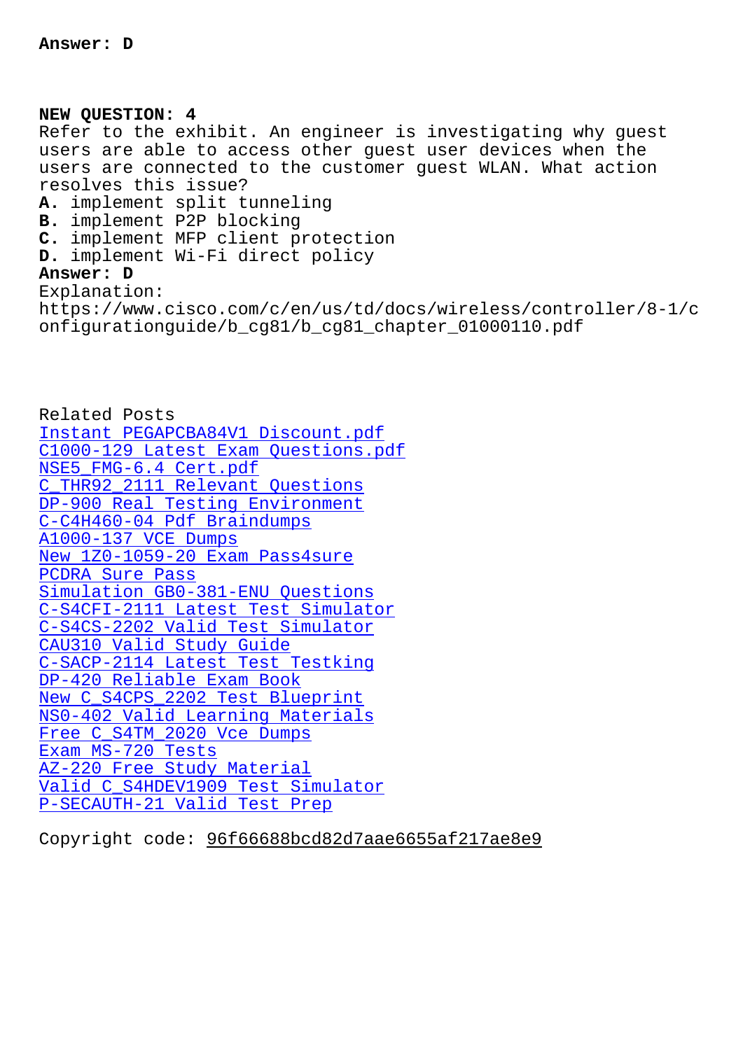**Answer: D**

**NEW QUESTION: 4**

Refer to the exhibit. An engineer is investigating why guest users are able to access other guest user devices when the users are connected to the customer guest WLAN. What action resolves this issue?

**A.** implement split tunneling
**B.** implement P2P blocking
**C.** implement MFP client protection
**D.** implement Wi-Fi direct policy

**Answer: D**

Explanation:
https://www.cisco.com/c/en/us/td/docs/wireless/controller/8-1/configurationguide/b_cg81/b_cg81_chapter_01000110.pdf

Related Posts
Instant PEGAPCBA84V1 Discount.pdf
C1000-129 Latest Exam Questions.pdf
NSE5_FMG-6.4 Cert.pdf
C_THR92_2111 Relevant Questions
DP-900 Real Testing Environment
C-C4H460-04 Pdf Braindumps
A1000-137 VCE Dumps
New 1Z0-1059-20 Exam Pass4sure
PCDRA Sure Pass
Simulation GB0-381-ENU Questions
C-S4CFI-2111 Latest Test Simulator
C-S4CS-2202 Valid Test Simulator
CAU310 Valid Study Guide
C-SACP-2114 Latest Test Testking
DP-420 Reliable Exam Book
New C_S4CPS_2202 Test Blueprint
NS0-402 Valid Learning Materials
Free C_S4TM_2020 Vce Dumps
Exam MS-720 Tests
AZ-220 Free Study Material
Valid C_S4HDEV1909 Test Simulator
P-SECAUTH-21 Valid Test Prep

Copyright code: 96f66688bcd82d7aae6655af217ae8e9